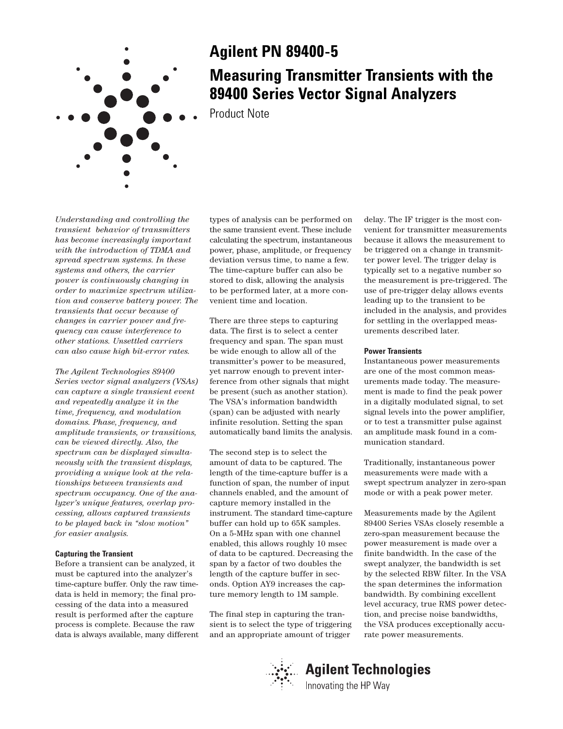# Agilent PN 89400-5

# Measuring Transmitter Transients with the 89400 Series Vector Signal Analyzers

Product Note

*Understanding and controlling the transient behavior of transmitters has become increasingly important with the introduction of TDMA and spread spectrum systems. In these systems and others, the carrier power is continuously changing in order to maximize spectrum utilization and conserve battery power. The transients that occur because of changes in carrier power and frequency can cause interference to other stations. Unsettled carriers can also cause high bit-error rates.*

*The Agilent Technologies 89400 Series vector signal analyzers (VSAs) can capture a single transient event and repeatedly analyze it in the time, frequency, and modulation domains. Phase, frequency, and amplitude transients, or transitions, can be viewed directly. Also, the spectrum can be displayed simultaneously with the transient displays, providing a unique look at the relationships between transients and spectrum occupancy. One of the analyzer's unique features, overlap processing, allows captured transients to be played back in "slow motion" for easier analysis.*

#### Capturing the Transient

Before a transient can be analyzed, it must be captured into the analyzer's time-capture buffer. Only the raw time-data is held in memory; the final processing of the data into a measured result is performed after the capture process is complete. Because the raw data is always available, many different types of analysis can be performed on the same transient event. These include calculating the spectrum, instantaneous power, phase, amplitude, or frequency deviation versus time, to name a few. The time-capture buffer can also be stored to disk, allowing the analysis to be performed later, at a more convenient time and location.

There are three steps to capturing data. The first is to select a center frequency and span. The span must be wide enough to allow all of the transmitter's power to be measured, yet narrow enough to prevent interference from other signals that might be present (such as another station). The VSA's information bandwidth (span) can be adjusted with nearly infinite resolution. Setting the span automatically band limits the analysis.

The second step is to select the amount of data to be captured. The length of the time-capture buffer is a function of span, the number of input channels enabled, and the amount of capture memory installed in the instrument. The standard time-capture buffer can hold up to 65K samples. On a 5-MHz span with one channel enabled, this allows roughly 10 msec of data to be captured. Decreasing the span by a factor of two doubles the length of the capture buffer in seconds. Option AY9 increases the capture memory length to 1M sample.

The final step in capturing the transient is to select the type of triggering and an appropriate amount of trigger delay. The IF trigger is the most convenient for transmitter measurements because it allows the measurement to be triggered on a change in transmitter power level. The trigger delay is typically set to a negative number so the measurement is pre-triggered. The use of pre-trigger delay allows events leading up to the transient to be included in the analysis, and provides for settling in the overlapped measurements described later.

#### Power Transients

Instantaneous power measurements are one of the most common measurements made today. The measurement is made to find the peak power in a digitally modulated signal, to set signal levels into the power amplifier, or to test a transmitter pulse against an amplitude mask found in a communication standard.

Traditionally, instantaneous power measurements were made with a swept spectrum analyzer in zero-span mode or with a peak power meter.

Measurements made by the Agilent 89400 Series VSAs closely resemble a zero-span measurement because the power measurement is made over a finite bandwidth. In the case of the swept analyzer, the bandwidth is set by the selected RBW filter. In the VSA the span determines the information bandwidth. By combining excellent level accuracy, true RMS power detection, and precise noise bandwidths, the VSA produces exceptionally accurate power measurements.

Agilent Technologies
Innovating the HP Way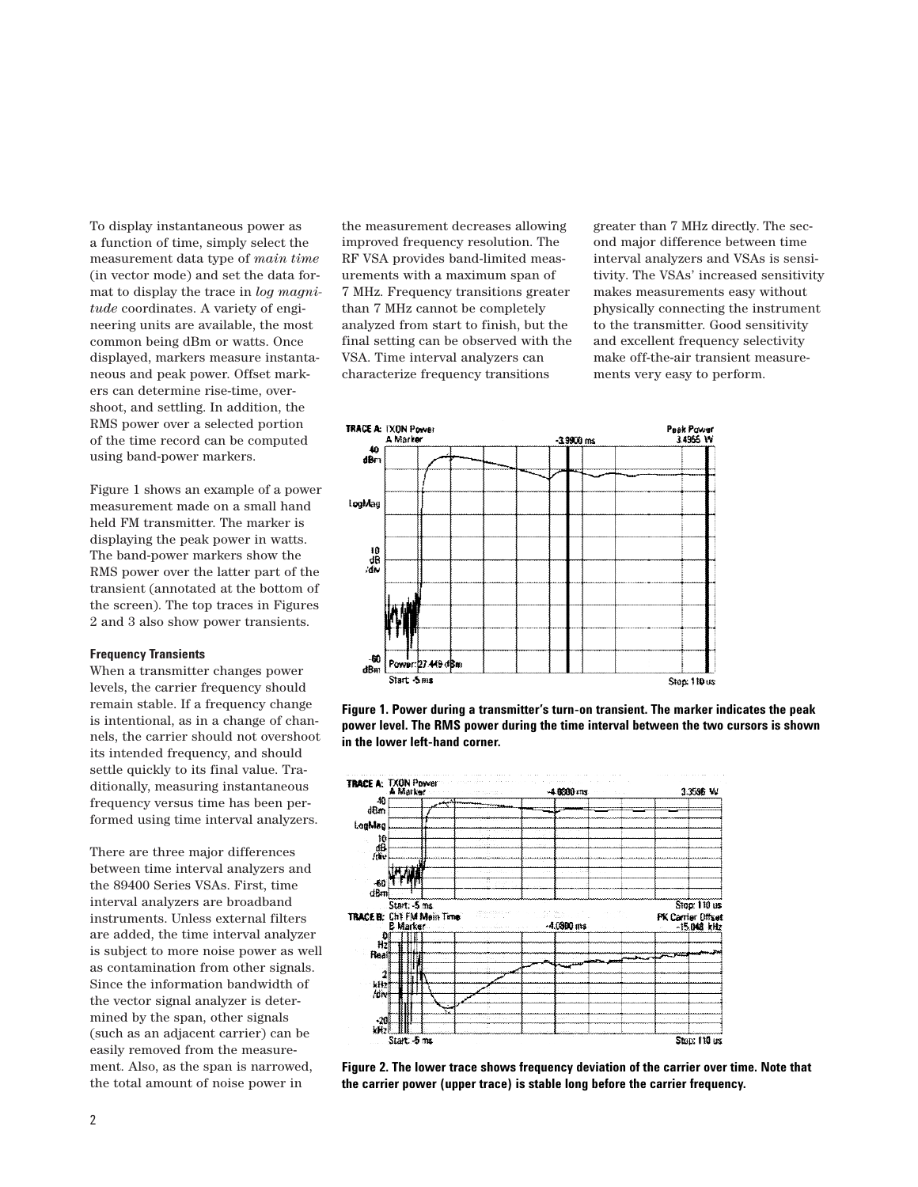To display instantaneous power as a function of time, simply select the measurement data type of *main time* (in vector mode) and set the data format to display the trace in *log magnitude* coordinates. A variety of engineering units are available, the most common being dBm or watts. Once displayed, markers measure instantaneous and peak power. Offset markers can determine rise-time, overshoot, and settling. In addition, the RMS power over a selected portion of the time record can be computed using band-power markers.

Figure 1 shows an example of a power measurement made on a small hand held FM transmitter. The marker is displaying the peak power in watts. The band-power markers show the RMS power over the latter part of the transient (annotated at the bottom of the screen). The top traces in Figures 2 and 3 also show power transients.

#### Frequency Transients

When a transmitter changes power levels, the carrier frequency should remain stable. If a frequency change is intentional, as in a change of channels, the carrier should not overshoot its intended frequency, and should settle quickly to its final value. Traditionally, measuring instantaneous frequency versus time has been performed using time interval analyzers.

There are three major differences between time interval analyzers and the 89400 Series VSAs. First, time interval analyzers are broadband instruments. Unless external filters are added, the time interval analyzer is subject to more noise power as well as contamination from other signals. Since the information bandwidth of the vector signal analyzer is determined by the span, other signals (such as an adjacent carrier) can be easily removed from the measurement. Also, as the span is narrowed, the total amount of noise power in the measurement decreases allowing improved frequency resolution. The RF VSA provides band-limited measurements with a maximum span of 7 MHz. Frequency transitions greater than 7 MHz cannot be completely analyzed from start to finish, but the final setting can be observed with the VSA. Time interval analyzers can characterize frequency transitions greater than 7 MHz directly. The second major difference between time interval analyzers and VSAs is sensitivity. The VSAs' increased sensitivity makes measurements easy without physically connecting the instrument to the transmitter. Good sensitivity and excellent frequency selectivity make off-the-air transient measurements very easy to perform.

**Figure 1. Power during a transmitter's turn-on transient. The marker indicates the peak power level. The RMS power during the time interval between the two cursors is shown in the lower left-hand corner.**

**Figure 2. The lower trace shows frequency deviation of the carrier over time. Note that the carrier power (upper trace) is stable long before the carrier frequency.**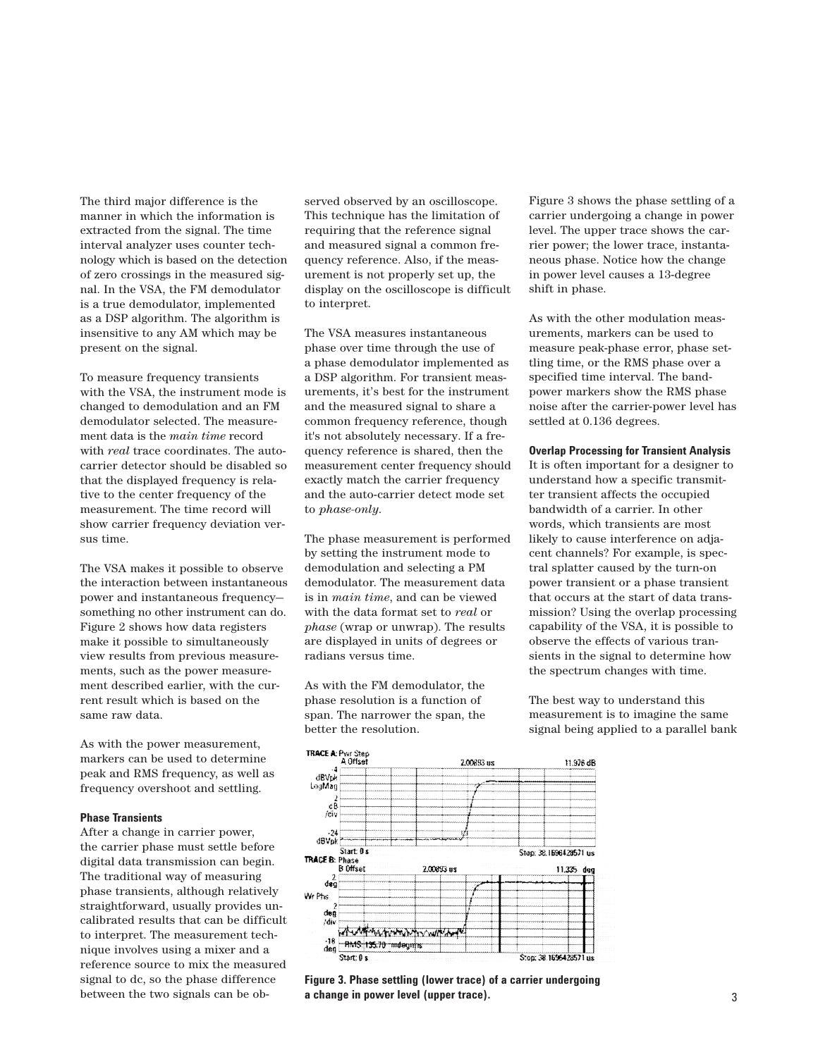The third major difference is the manner in which the information is extracted from the signal. The time interval analyzer uses counter technology which is based on the detection of zero crossings in the measured signal. In the VSA, the FM demodulator is a true demodulator, implemented as a DSP algorithm. The algorithm is insensitive to any AM which may be present on the signal.

To measure frequency transients with the VSA, the instrument mode is changed to demodulation and an FM demodulator selected. The measurement data is the *main time* record with *real* trace coordinates. The auto-carrier detector should be disabled so that the displayed frequency is relative to the center frequency of the measurement. The time record will show carrier frequency deviation versus time.

The VSA makes it possible to observe the interaction between instantaneous power and instantaneous frequency—something no other instrument can do. Figure 2 shows how data registers make it possible to simultaneously view results from previous measurements, such as the power measurement described earlier, with the current result which is based on the same raw data.

As with the power measurement, markers can be used to determine peak and RMS frequency, as well as frequency overshoot and settling.

#### Phase Transients

After a change in carrier power, the carrier phase must settle before digital data transmission can begin. The traditional way of measuring phase transients, although relatively straightforward, usually provides uncalibrated results that can be difficult to interpret. The measurement technique involves using a mixer and a reference source to mix the measured signal to dc, so the phase difference between the two signals can be observed observed by an oscilloscope. This technique has the limitation of requiring that the reference signal and measured signal a common frequency reference. Also, if the measurement is not properly set up, the display on the oscilloscope is difficult to interpret.

The VSA measures instantaneous phase over time through the use of a phase demodulator implemented as a DSP algorithm. For transient measurements, it's best for the instrument and the measured signal to share a common frequency reference, though it's not absolutely necessary. If a frequency reference is shared, then the measurement center frequency should exactly match the carrier frequency and the auto-carrier detect mode set to *phase-only*.

The phase measurement is performed by setting the instrument mode to demodulation and selecting a PM demodulator. The measurement data is in *main time*, and can be viewed with the data format set to *real* or *phase* (wrap or unwrap). The results are displayed in units of degrees or radians versus time.

As with the FM demodulator, the phase resolution is a function of span. The narrower the span, the better the resolution.

Figure 3 shows the phase settling of a carrier undergoing a change in power level. The upper trace shows the carrier power; the lower trace, instantaneous phase. Notice how the change in power level causes a 13-degree shift in phase.

As with the other modulation measurements, markers can be used to measure peak-phase error, phase settling time, or the RMS phase over a specified time interval. The band-power markers show the RMS phase noise after the carrier-power level has settled at 0.136 degrees.

#### Overlap Processing for Transient Analysis

It is often important for a designer to understand how a specific transmitter transient affects the occupied bandwidth of a carrier. In other words, which transients are most likely to cause interference on adjacent channels? For example, is spectral splatter caused by the turn-on power transient or a phase transient that occurs at the start of data transmission? Using the overlap processing capability of the VSA, it is possible to observe the effects of various transients in the signal to determine how the spectrum changes with time.

The best way to understand this measurement is to imagine the same signal being applied to a parallel bank

**Figure 3. Phase settling (lower trace) of a carrier undergoing a change in power level (upper trace).**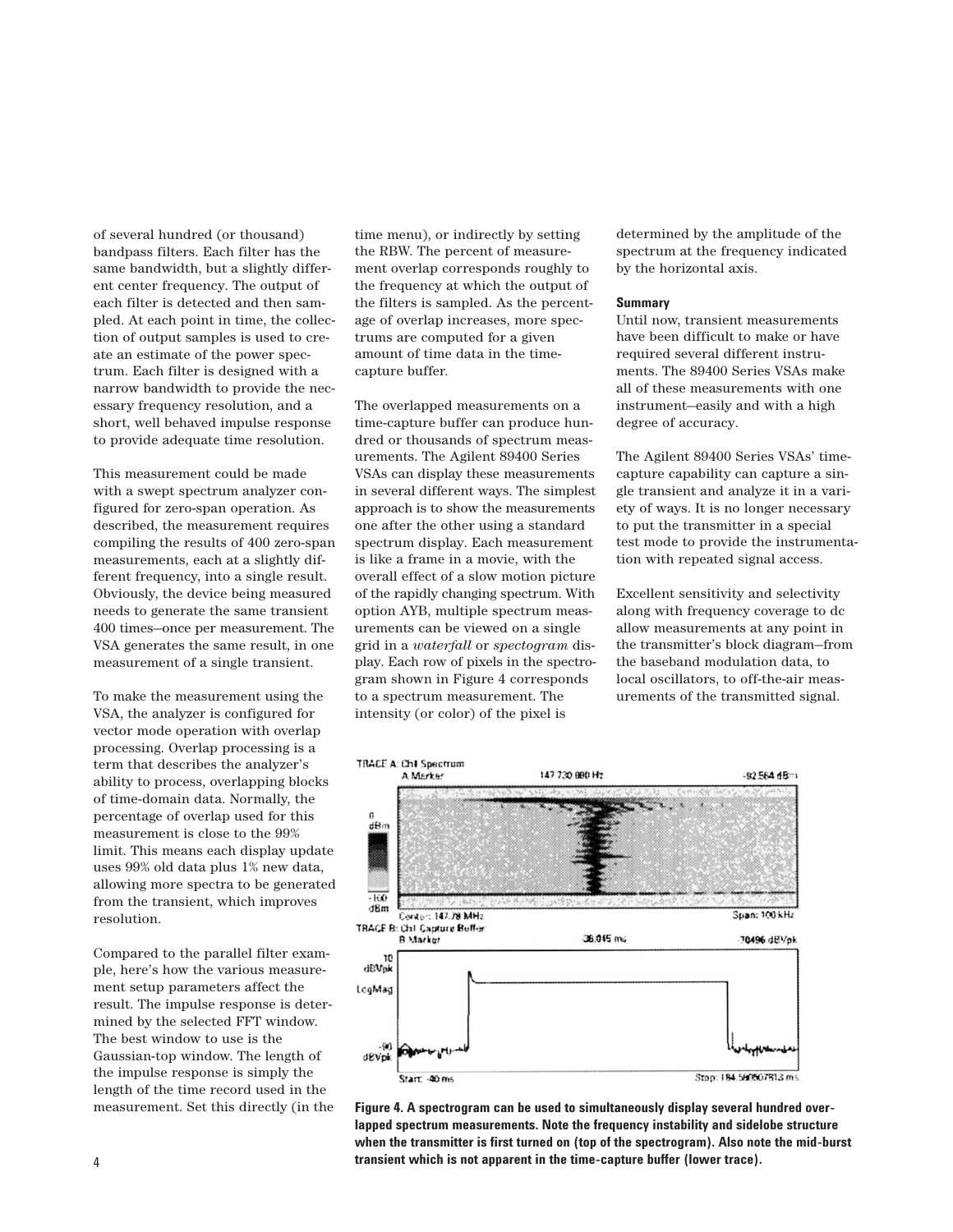of several hundred (or thousand) bandpass filters. Each filter has the same bandwidth, but a slightly different center frequency. The output of each filter is detected and then sampled. At each point in time, the collection of output samples is used to create an estimate of the power spectrum. Each filter is designed with a narrow bandwidth to provide the necessary frequency resolution, and a short, well behaved impulse response to provide adequate time resolution.

This measurement could be made with a swept spectrum analyzer configured for zero-span operation. As described, the measurement requires compiling the results of 400 zero-span measurements, each at a slightly different frequency, into a single result. Obviously, the device being measured needs to generate the same transient 400 times—once per measurement. The VSA generates the same result, in one measurement of a single transient.

To make the measurement using the VSA, the analyzer is configured for vector mode operation with overlap processing. Overlap processing is a term that describes the analyzer's ability to process, overlapping blocks of time-domain data. Normally, the percentage of overlap used for this measurement is close to the 99% limit. This means each display update uses 99% old data plus 1% new data, allowing more spectra to be generated from the transient, which improves resolution.

Compared to the parallel filter example, here's how the various measurement setup parameters affect the result. The impulse response is determined by the selected FFT window. The best window to use is the Gaussian-top window. The length of the impulse response is simply the length of the time record used in the measurement. Set this directly (in the time menu), or indirectly by setting the RBW. The percent of measurement overlap corresponds roughly to the frequency at which the output of the filters is sampled. As the percentage of overlap increases, more spectrums are computed for a given amount of time data in the time-capture buffer.

The overlapped measurements on a time-capture buffer can produce hundred or thousands of spectrum measurements. The Agilent 89400 Series VSAs can display these measurements in several different ways. The simplest approach is to show the measurements one after the other using a standard spectrum display. Each measurement is like a frame in a movie, with the overall effect of a slow motion picture of the rapidly changing spectrum. With option AYB, multiple spectrum measurements can be viewed on a single grid in a *waterfall* or *spectogram* display. Each row of pixels in the spectrogram shown in Figure 4 corresponds to a spectrum measurement. The intensity (or color) of the pixel is determined by the amplitude of the spectrum at the frequency indicated by the horizontal axis.

### Summary

Until now, transient measurements have been difficult to make or have required several different instruments. The 89400 Series VSAs make all of these measurements with one instrument—easily and with a high degree of accuracy.

The Agilent 89400 Series VSAs' time-capture capability can capture a single transient and analyze it in a variety of ways. It is no longer necessary to put the transmitter in a special test mode to provide the instrumentation with repeated signal access.

Excellent sensitivity and selectivity along with frequency coverage to dc allow measurements at any point in the transmitter's block diagram—from the baseband modulation data, to local oscillators, to off-the-air measurements of the transmitted signal.

**Figure 4. A spectrogram can be used to simultaneously display several hundred overlapped spectrum measurements. Note the frequency instability and sidelobe structure when the transmitter is first turned on (top of the spectrogram). Also note the mid-burst transient which is not apparent in the time-capture buffer (lower trace).**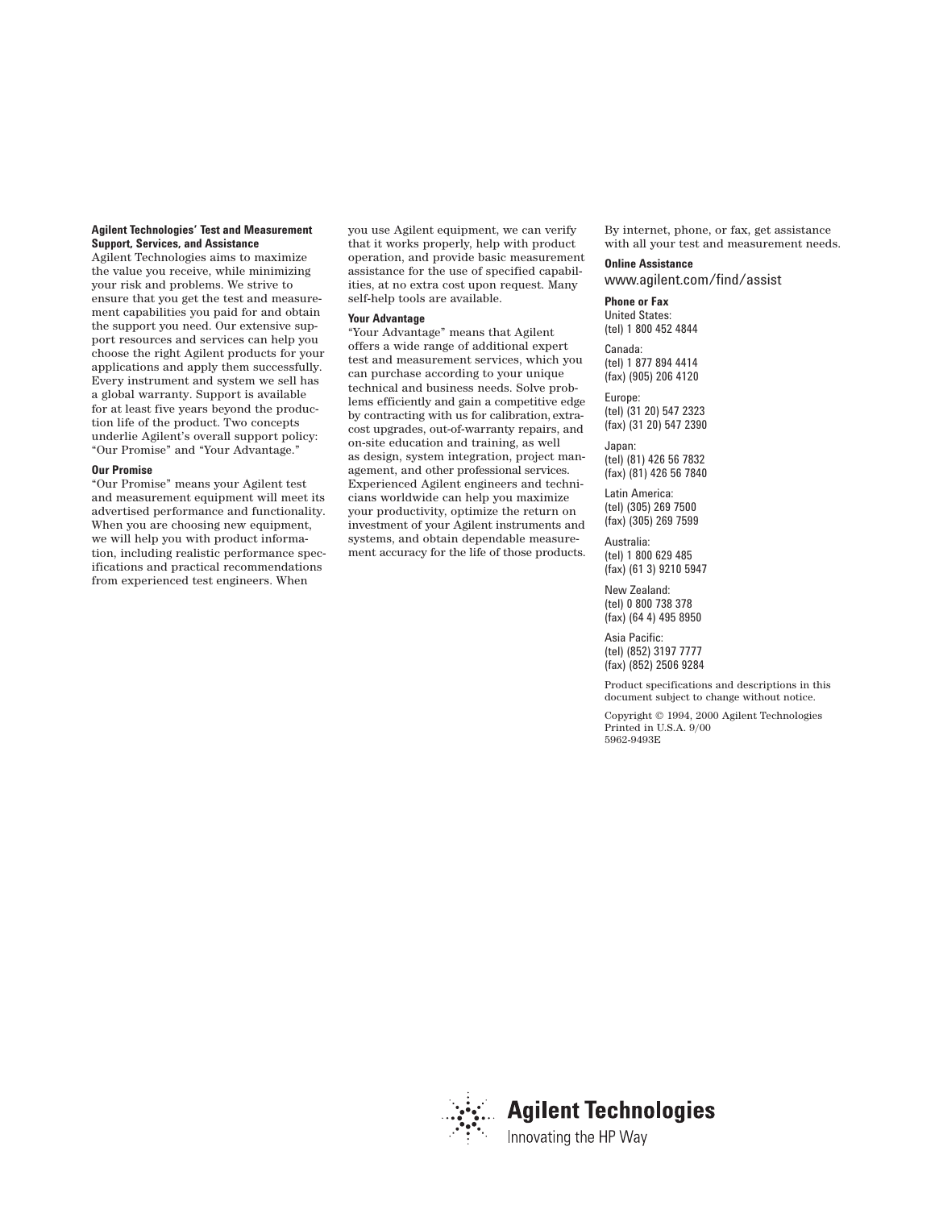**Agilent Technologies' Test and Measurement Support, Services, and Assistance**

Agilent Technologies aims to maximize the value you receive, while minimizing your risk and problems. We strive to ensure that you get the test and measurement capabilities you paid for and obtain the support you need. Our extensive support resources and services can help you choose the right Agilent products for your applications and apply them successfully. Every instrument and system we sell has a global warranty. Support is available for at least five years beyond the production life of the product. Two concepts underlie Agilent's overall support policy: "Our Promise" and "Your Advantage."

**Our Promise**

"Our Promise" means your Agilent test and measurement equipment will meet its advertised performance and functionality. When you are choosing new equipment, we will help you with product information, including realistic performance specifications and practical recommendations from experienced test engineers. When you use Agilent equipment, we can verify that it works properly, help with product operation, and provide basic measurement assistance for the use of specified capabilities, at no extra cost upon request. Many self-help tools are available.

**Your Advantage**

"Your Advantage" means that Agilent offers a wide range of additional expert test and measurement services, which you can purchase according to your unique technical and business needs. Solve problems efficiently and gain a competitive edge by contracting with us for calibration, extra-cost upgrades, out-of-warranty repairs, and on-site education and training, as well as design, system integration, project management, and other professional services. Experienced Agilent engineers and technicians worldwide can help you maximize your productivity, optimize the return on investment of your Agilent instruments and systems, and obtain dependable measurement accuracy for the life of those products.

By internet, phone, or fax, get assistance with all your test and measurement needs.

**Online Assistance**

www.agilent.com/find/assist

**Phone or Fax**

United States:
(tel) 1 800 452 4844

Canada:
(tel) 1 877 894 4414
(fax) (905) 206 4120

Europe:
(tel) (31 20) 547 2323
(fax) (31 20) 547 2390

Japan:
(tel) (81) 426 56 7832
(fax) (81) 426 56 7840

Latin America:
(tel) (305) 269 7500
(fax) (305) 269 7599

Australia:
(tel) 1 800 629 485
(fax) (61 3) 9210 5947

New Zealand:
(tel) 0 800 738 378
(fax) (64 4) 495 8950

Asia Pacific:
(tel) (852) 3197 7777
(fax) (852) 2506 9284

Product specifications and descriptions in this document subject to change without notice.

Copyright © 1994, 2000 Agilent Technologies
Printed in U.S.A. 9/00
5962-9493E

**Agilent Technologies**
Innovating the HP Way